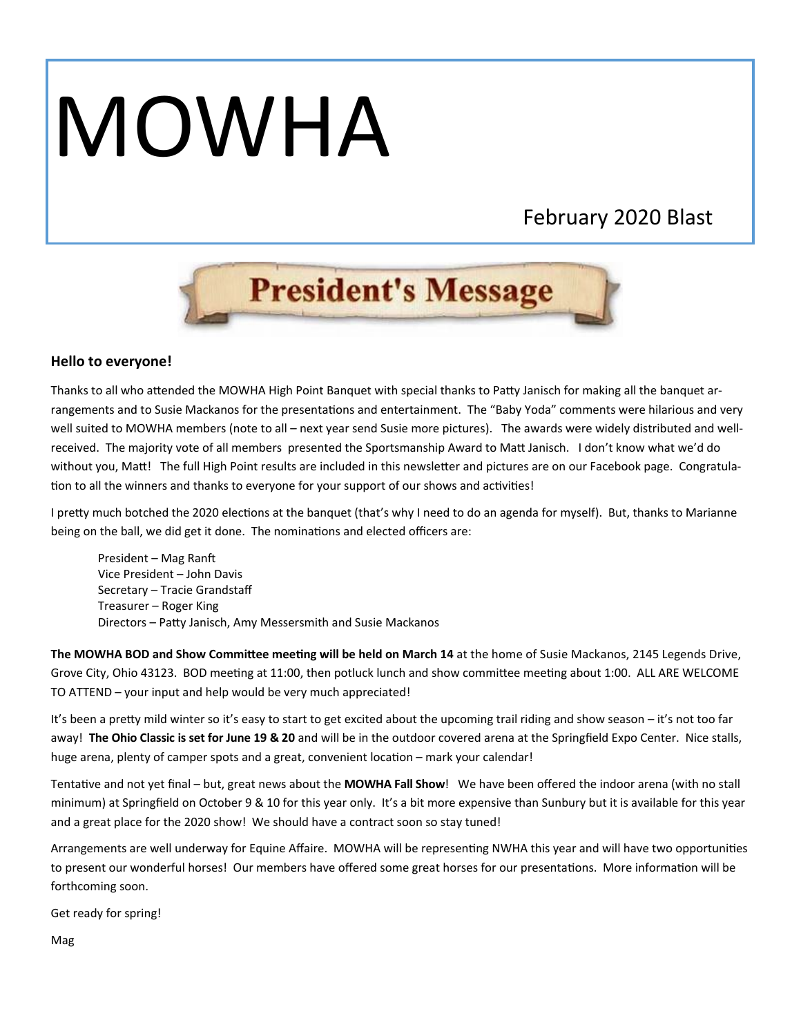# MOWHA

February 2020 Blast

## President's Message

**Hello to everyone!**

Thanks to all who attended the MOWHA High Point Banquet with special thanks to Patty Janisch for making all the banquet arrangements and to Susie Mackanos for the presentations and entertainment. The "Baby Yoda" comments were hilarious and very well suited to MOWHA members (note to all – next year send Susie more pictures). The awards were widely distributed and well-received. The majority vote of all members presented the Sportsmanship Award to Matt Janisch. I don't know what we'd do without you, Matt! The full High Point results are included in this newsletter and pictures are on our Facebook page. Congratulation to all the winners and thanks to everyone for your support of our shows and activities!

I pretty much botched the 2020 elections at the banquet (that's why I need to do an agenda for myself). But, thanks to Marianne being on the ball, we did get it done. The nominations and elected officers are:

President – Mag Ranft
Vice President – John Davis
Secretary – Tracie Grandstaff
Treasurer – Roger King
Directors – Patty Janisch, Amy Messersmith and Susie Mackanos

**The MOWHA BOD and Show Committee meeting will be held on March 14** at the home of Susie Mackanos, 2145 Legends Drive, Grove City, Ohio 43123. BOD meeting at 11:00, then potluck lunch and show committee meeting about 1:00. ALL ARE WELCOME TO ATTEND – your input and help would be very much appreciated!

It's been a pretty mild winter so it's easy to start to get excited about the upcoming trail riding and show season – it's not too far away! **The Ohio Classic is set for June 19 & 20** and will be in the outdoor covered arena at the Springfield Expo Center. Nice stalls, huge arena, plenty of camper spots and a great, convenient location – mark your calendar!

Tentative and not yet final – but, great news about the **MOWHA Fall Show**! We have been offered the indoor arena (with no stall minimum) at Springfield on October 9 & 10 for this year only. It's a bit more expensive than Sunbury but it is available for this year and a great place for the 2020 show! We should have a contract soon so stay tuned!

Arrangements are well underway for Equine Affaire. MOWHA will be representing NWHA this year and will have two opportunities to present our wonderful horses! Our members have offered some great horses for our presentations. More information will be forthcoming soon.

Get ready for spring!

Mag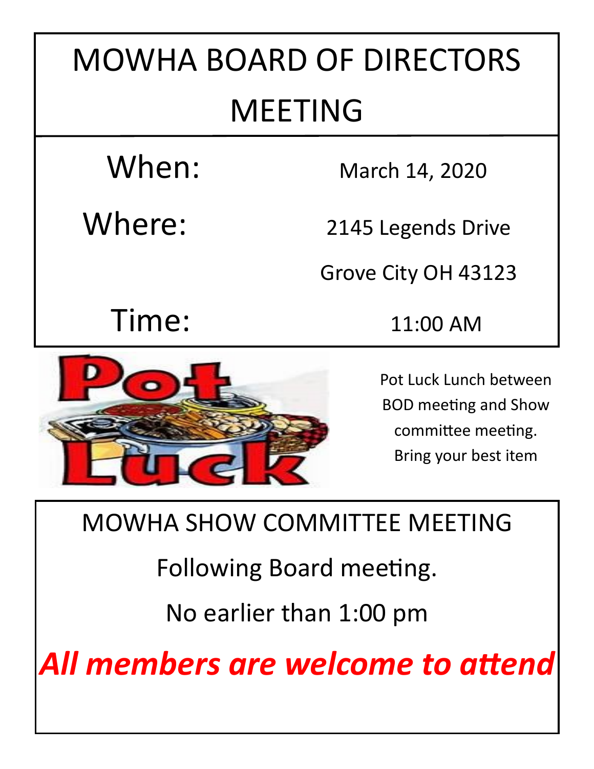# MOWHA BOARD OF DIRECTORS MEETING

| | |
|---|---|
| When: | March 14, 2020 |
| Where: | 2145 Legends Drive<br>Grove City OH 43123 |
| Time: | 11:00 AM |

Pot Luck

Pot Luck Lunch between BOD meeting and Show committee meeting. Bring your best item

## MOWHA SHOW COMMITTEE MEETING

Following Board meeting.

No earlier than 1:00 pm

***All members are welcome to attend***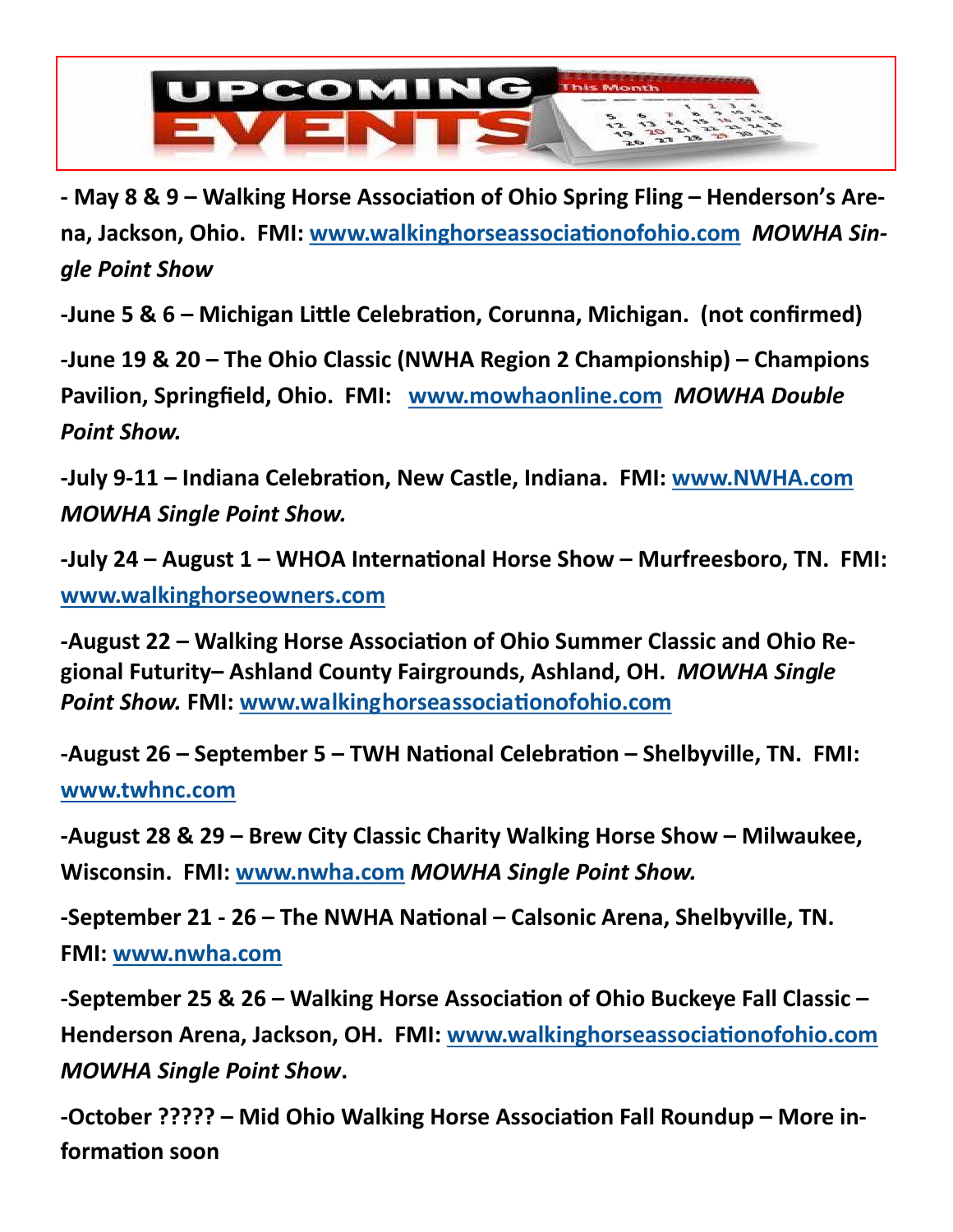# UPCOMING EVENTS

**- May 8 & 9 – Walking Horse Association of Ohio Spring Fling – Henderson's Arena, Jackson, Ohio. FMI: www.walkinghorseassociationofohio.com** ***MOWHA Single Point Show***

**-June 5 & 6 – Michigan Little Celebration, Corunna, Michigan. (not confirmed)**

**-June 19 & 20 – The Ohio Classic (NWHA Region 2 Championship) – Champions Pavilion, Springfield, Ohio. FMI: www.mowhaonline.com** ***MOWHA Double Point Show.***

**-July 9-11 – Indiana Celebration, New Castle, Indiana. FMI: www.NWHA.com** ***MOWHA Single Point Show.***

**-July 24 – August 1 – WHOA International Horse Show – Murfreesboro, TN. FMI: www.walkinghorseowners.com**

**-August 22 – Walking Horse Association of Ohio Summer Classic and Ohio Regional Futurity– Ashland County Fairgrounds, Ashland, OH.** ***MOWHA Single Point Show.*** **FMI: www.walkinghorseassociationofohio.com**

**-August 26 – September 5 – TWH National Celebration – Shelbyville, TN. FMI: www.twhnc.com**

**-August 28 & 29 – Brew City Classic Charity Walking Horse Show – Milwaukee, Wisconsin. FMI: www.nwha.com** ***MOWHA Single Point Show.***

**-September 21 - 26 – The NWHA National – Calsonic Arena, Shelbyville, TN. FMI: www.nwha.com**

**-September 25 & 26 – Walking Horse Association of Ohio Buckeye Fall Classic – Henderson Arena, Jackson, OH. FMI: www.walkinghorseassociationofohio.com** ***MOWHA Single Point Show*****.**

**-October ????? – Mid Ohio Walking Horse Association Fall Roundup – More information soon**